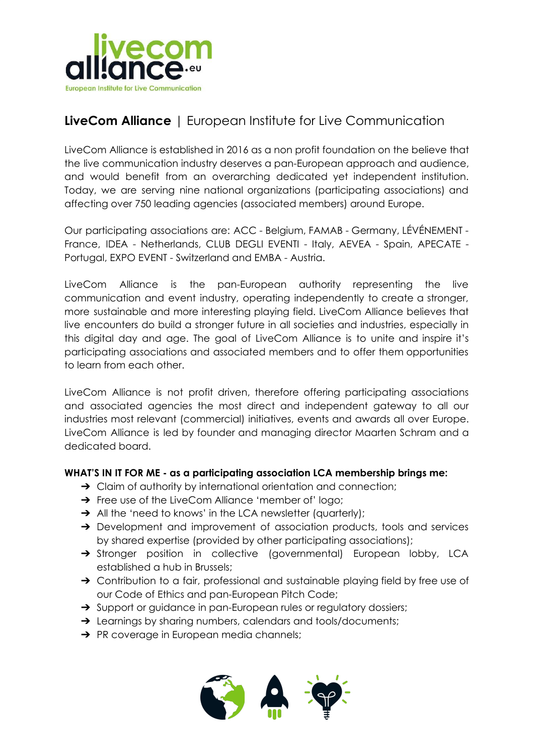# **LiveCom Alliance** | European Institute for Live Communication

LiveCom Alliance is established in 2016 as a non profit foundation on the believe that the live communication industry deserves a pan-European approach and audience, and would benefit from an overarching dedicated yet independent institution. Today, we are serving nine national organizations (participating associations) and affecting over 750 leading agencies (associated members) around Europe.

Our participating associations are: ACC - Belgium, FAMAB - Germany, LÉVÉNEMENT - France, IDEA - Netherlands, CLUB DEGLI EVENTI - Italy, AEVEA - Spain, APECATE - Portugal, EXPO EVENT - Switzerland and EMBA - Austria.

LiveCom Alliance is the pan-European authority representing the live communication and event industry, operating independently to create a stronger, more sustainable and more interesting playing field. LiveCom Alliance believes that live encounters do build a stronger future in all societies and industries, especially in this digital day and age. The goal of LiveCom Alliance is to unite and inspire it's participating associations and associated members and to offer them opportunities to learn from each other.

LiveCom Alliance is not profit driven, therefore offering participating associations and associated agencies the most direct and independent gateway to all our industries most relevant (commercial) initiatives, events and awards all over Europe. LiveCom Alliance is led by founder and managing director Maarten Schram and a dedicated board.

**WHAT'S IN IT FOR ME - as a participating association LCA membership brings me:**

- ➔ Claim of authority by international orientation and connection;
- ➔ Free use of the LiveCom Alliance 'member of' logo;
- ➔ All the 'need to knows' in the LCA newsletter (quarterly);
- ➔ Development and improvement of association products, tools and services by shared expertise (provided by other participating associations);
- ➔ Stronger position in collective (governmental) European lobby, LCA established a hub in Brussels;
- ➔ Contribution to a fair, professional and sustainable playing field by free use of our Code of Ethics and pan-European Pitch Code;
- ➔ Support or guidance in pan-European rules or regulatory dossiers;
- ➔ Learnings by sharing numbers, calendars and tools/documents;
- ➔ PR coverage in European media channels;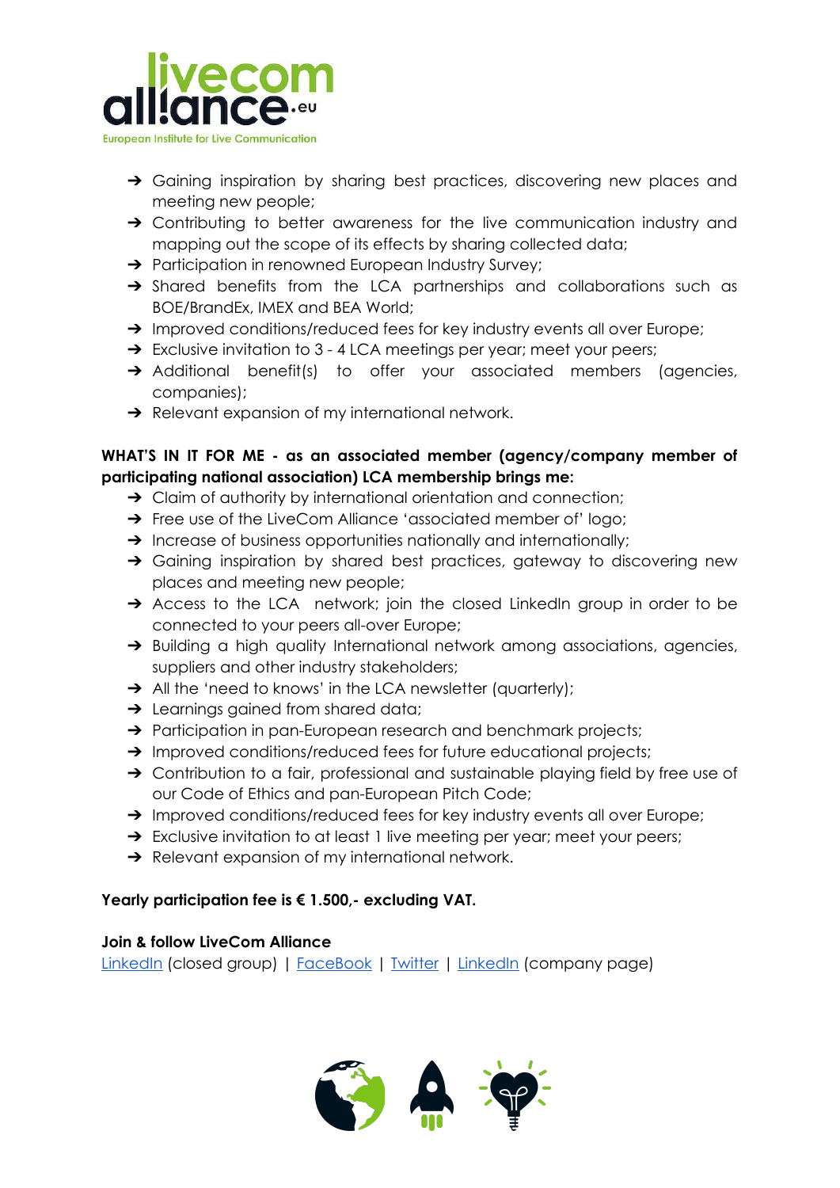- Gaining inspiration by sharing best practices, discovering new places and meeting new people;
- Contributing to better awareness for the live communication industry and mapping out the scope of its effects by sharing collected data;
- Participation in renowned European Industry Survey;
- Shared benefits from the LCA partnerships and collaborations such as BOE/BrandEx, IMEX and BEA World;
- Improved conditions/reduced fees for key industry events all over Europe;
- Exclusive invitation to 3 - 4 LCA meetings per year; meet your peers;
- Additional benefit(s) to offer your associated members (agencies, companies);
- Relevant expansion of my international network.

**WHAT'S IN IT FOR ME - as an associated member (agency/company member of participating national association) LCA membership brings me:**

- Claim of authority by international orientation and connection;
- Free use of the LiveCom Alliance 'associated member of' logo;
- Increase of business opportunities nationally and internationally;
- Gaining inspiration by shared best practices, gateway to discovering new places and meeting new people;
- Access to the LCA network; join the closed LinkedIn group in order to be connected to your peers all-over Europe;
- Building a high quality International network among associations, agencies, suppliers and other industry stakeholders;
- All the 'need to knows' in the LCA newsletter (quarterly);
- Learnings gained from shared data;
- Participation in pan-European research and benchmark projects;
- Improved conditions/reduced fees for future educational projects;
- Contribution to a fair, professional and sustainable playing field by free use of our Code of Ethics and pan-European Pitch Code;
- Improved conditions/reduced fees for key industry events all over Europe;
- Exclusive invitation to at least 1 live meeting per year; meet your peers;
- Relevant expansion of my international network.

**Yearly participation fee is € 1.500,- excluding VAT.**

**Join & follow LiveCom Alliance**

LinkedIn (closed group) | FaceBook | Twitter | LinkedIn (company page)